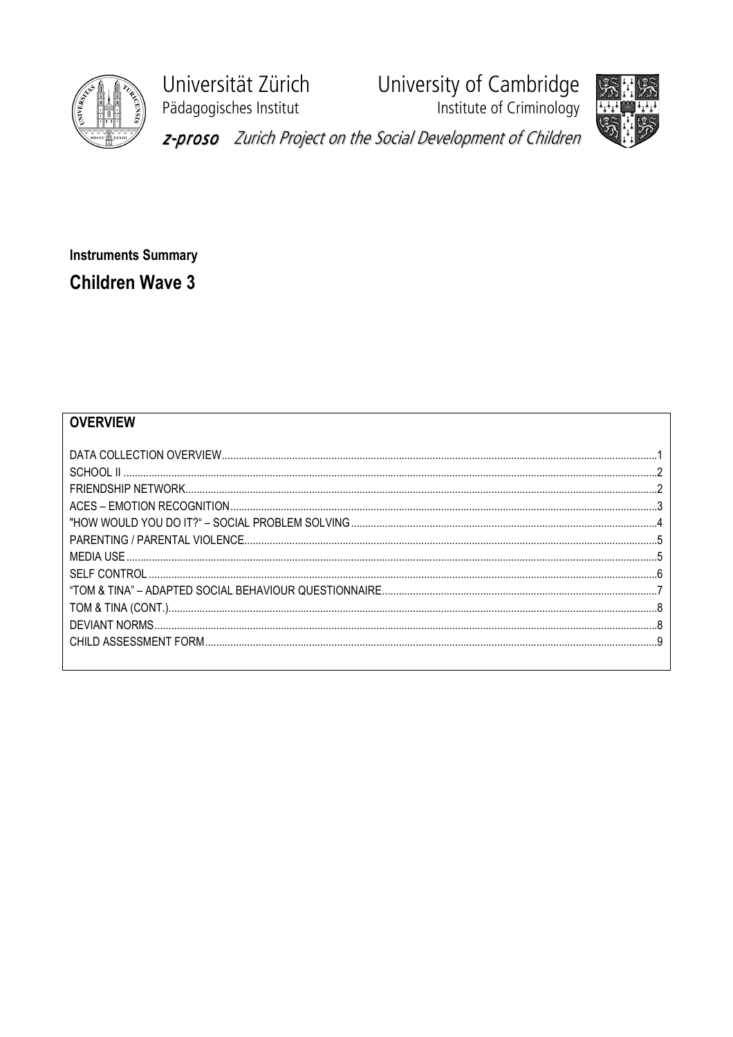Universität Zürich
Pädagogisches Institut

University of Cambridge
Institute of Criminology

*z-proso* *Zurich Project on the Social Development of Children*

**Instruments Summary**

## Children Wave 3

### OVERVIEW

DATA COLLECTION OVERVIEW....1
SCHOOL II....2
FRIENDSHIP NETWORK....2
ACES – EMOTION RECOGNITION....3
"HOW WOULD YOU DO IT?" – SOCIAL PROBLEM SOLVING....4
PARENTING / PARENTAL VIOLENCE....5
MEDIA USE....5
SELF CONTROL....6
"TOM & TINA" – ADAPTED SOCIAL BEHAVIOUR QUESTIONNAIRE....7
TOM & TINA (CONT.)....8
DEVIANT NORMS....8
CHILD ASSESSMENT FORM....9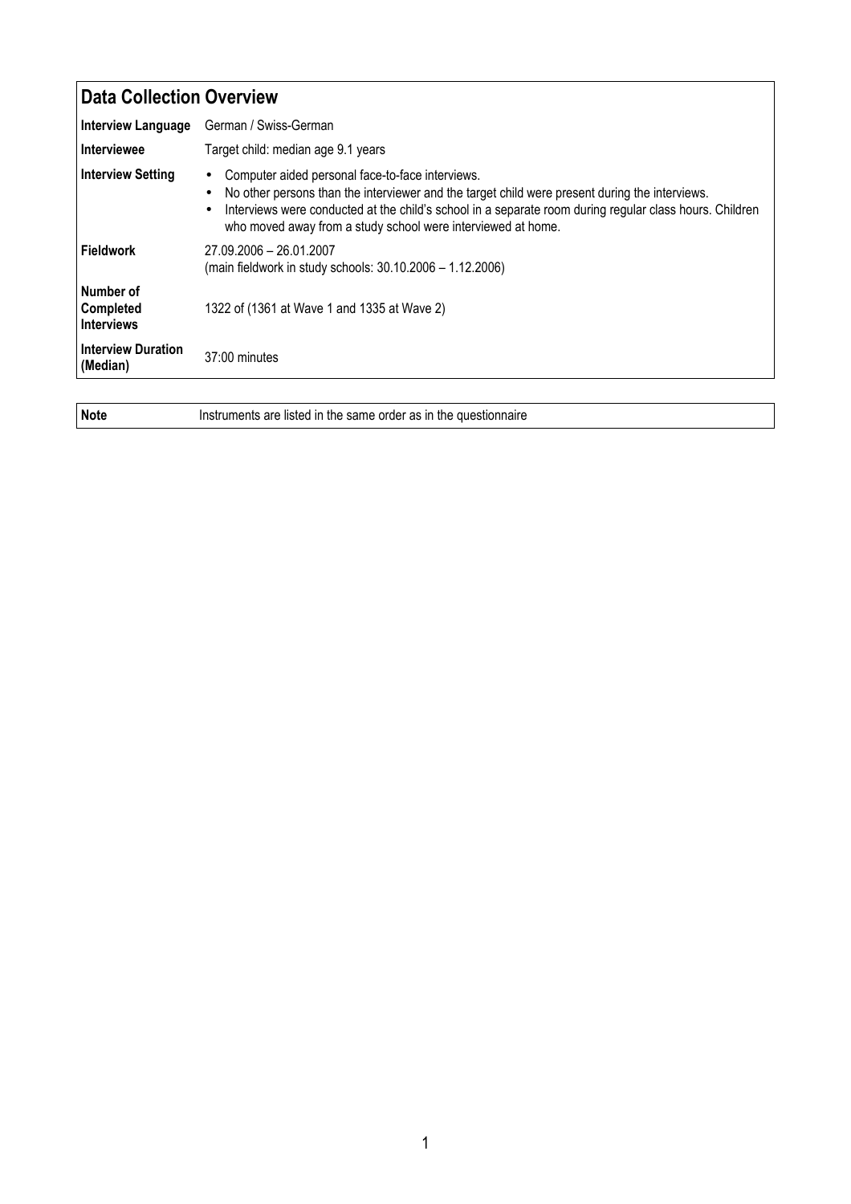## Data Collection Overview

| | |
|---|---|
| **Interview Language** | German / Swiss-German |
| **Interviewee** | Target child: median age 9.1 years |
| **Interview Setting** | • Computer aided personal face-to-face interviews.<br>• No other persons than the interviewer and the target child were present during the interviews.<br>• Interviews were conducted at the child's school in a separate room during regular class hours. Children who moved away from a study school were interviewed at home. |
| **Fieldwork** | 27.09.2006 – 26.01.2007<br>(main fieldwork in study schools: 30.10.2006 – 1.12.2006) |
| **Number of Completed Interviews** | 1322 of (1361 at Wave 1 and 1335 at Wave 2) |
| **Interview Duration (Median)** | 37:00 minutes |

| | |
|---|---|
| **Note** | Instruments are listed in the same order as in the questionnaire |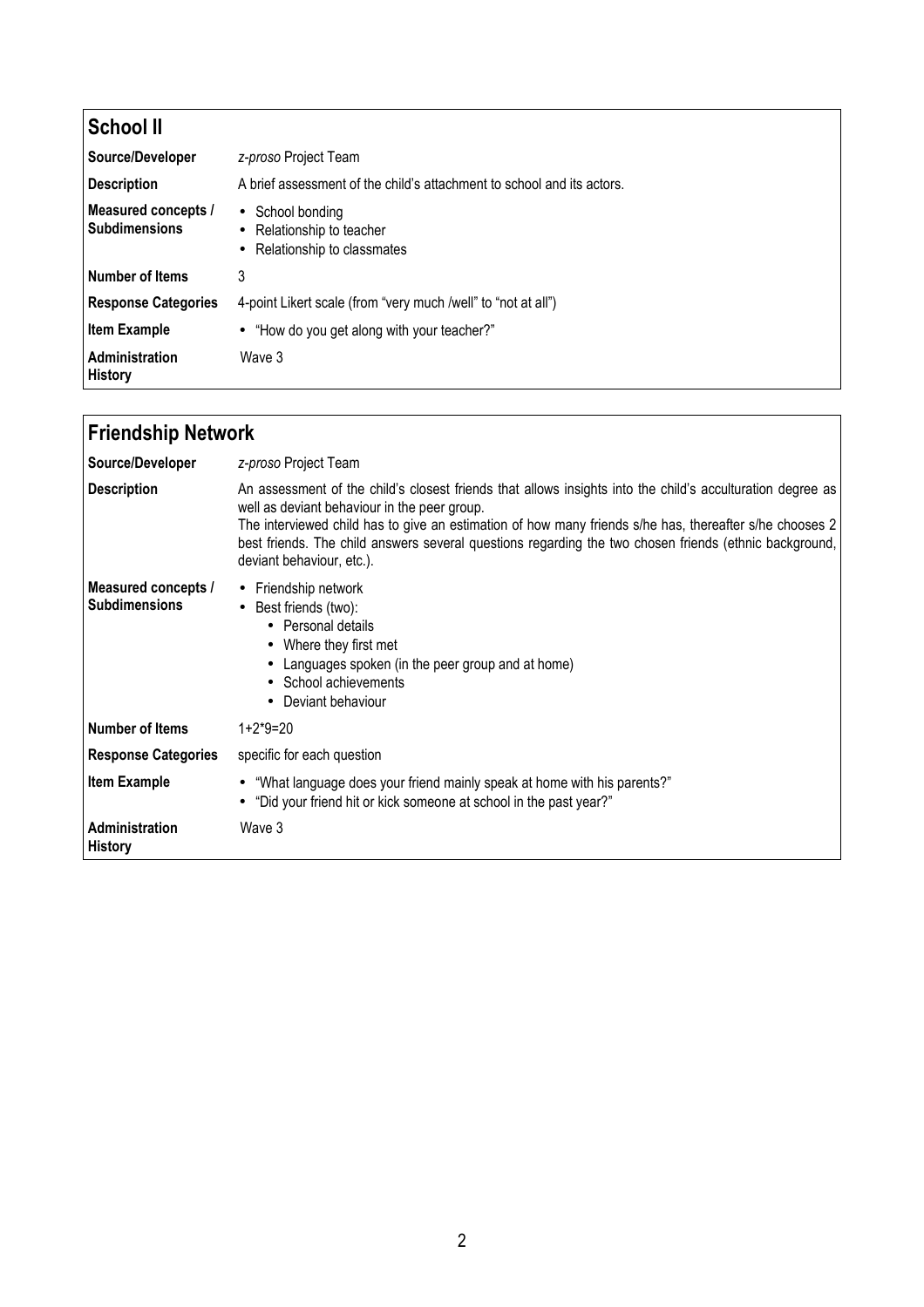## School II

| | |
|---|---|
| **Source/Developer** | *z-proso* Project Team |
| **Description** | A brief assessment of the child's attachment to school and its actors. |
| **Measured concepts / Subdimensions** | • School bonding<br>• Relationship to teacher<br>• Relationship to classmates |
| **Number of Items** | 3 |
| **Response Categories** | 4-point Likert scale (from "very much /well" to "not at all") |
| **Item Example** | • "How do you get along with your teacher?" |
| **Administration History** | Wave 3 |

## Friendship Network

| | |
|---|---|
| **Source/Developer** | *z-proso* Project Team |
| **Description** | An assessment of the child's closest friends that allows insights into the child's acculturation degree as well as deviant behaviour in the peer group.<br>The interviewed child has to give an estimation of how many friends s/he has, thereafter s/he chooses 2 best friends. The child answers several questions regarding the two chosen friends (ethnic background, deviant behaviour, etc.). |
| **Measured concepts / Subdimensions** | • Friendship network<br>• Best friends (two):<br>&nbsp;&nbsp;• Personal details<br>&nbsp;&nbsp;• Where they first met<br>&nbsp;&nbsp;• Languages spoken (in the peer group and at home)<br>&nbsp;&nbsp;• School achievements<br>&nbsp;&nbsp;• Deviant behaviour |
| **Number of Items** | 1+2*9=20 |
| **Response Categories** | specific for each question |
| **Item Example** | • "What language does your friend mainly speak at home with his parents?"<br>• "Did your friend hit or kick someone at school in the past year?" |
| **Administration History** | Wave 3 |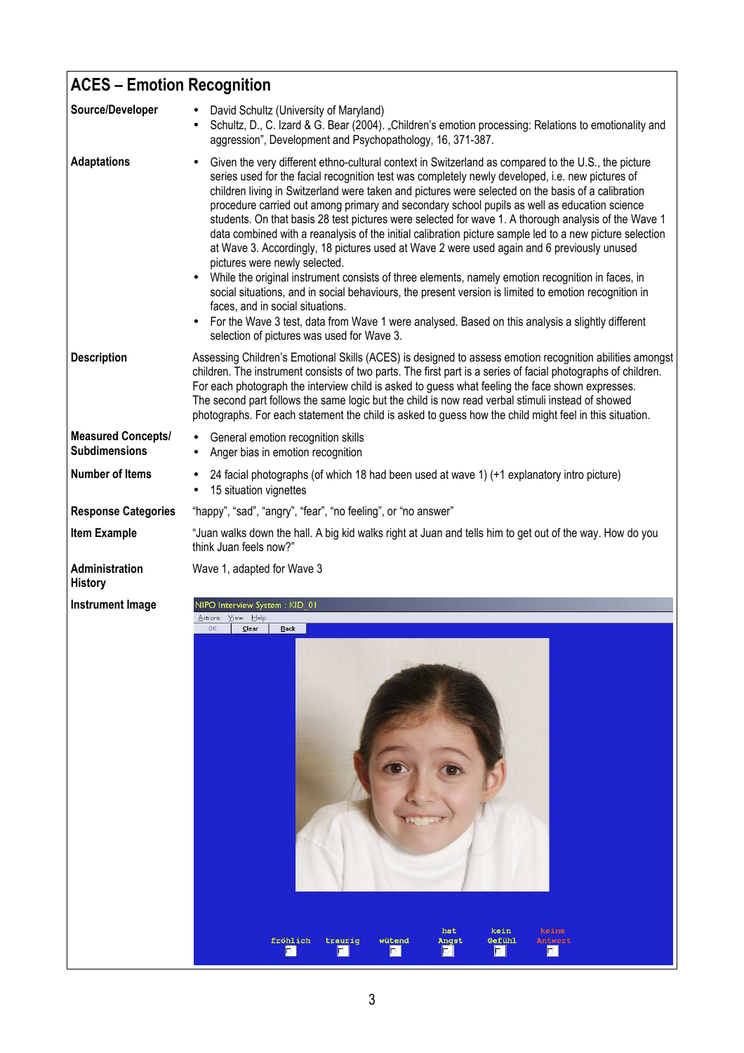## ACES – Emotion Recognition

| | |
|---|---|
| **Source/Developer** | • David Schultz (University of Maryland)<br>• Schultz, D., C. Izard & G. Bear (2004). „Children's emotion processing: Relations to emotionality and aggression", Development and Psychopathology, 16, 371-387. |
| **Adaptations** | • Given the very different ethno-cultural context in Switzerland as compared to the U.S., the picture series used for the facial recognition test was completely newly developed, i.e. new pictures of children living in Switzerland were taken and pictures were selected on the basis of a calibration procedure carried out among primary and secondary school pupils as well as education science students. On that basis 28 test pictures were selected for wave 1. A thorough analysis of the Wave 1 data combined with a reanalysis of the initial calibration picture sample led to a new picture selection at Wave 3. Accordingly, 18 pictures used at Wave 2 were used again and 6 previously unused pictures were newly selected.<br>• While the original instrument consists of three elements, namely emotion recognition in faces, in social situations, and in social behaviours, the present version is limited to emotion recognition in faces, and in social situations.<br>• For the Wave 3 test, data from Wave 1 were analysed. Based on this analysis a slightly different selection of pictures was used for Wave 3. |
| **Description** | Assessing Children's Emotional Skills (ACES) is designed to assess emotion recognition abilities amongst children. The instrument consists of two parts. The first part is a series of facial photographs of children. For each photograph the interview child is asked to guess what feeling the face shown expresses. The second part follows the same logic but the child is now read verbal stimuli instead of showed photographs. For each statement the child is asked to guess how the child might feel in this situation. |
| **Measured Concepts/ Subdimensions** | • General emotion recognition skills<br>• Anger bias in emotion recognition |
| **Number of Items** | • 24 facial photographs (of which 18 had been used at wave 1) (+1 explanatory intro picture)<br>• 15 situation vignettes |
| **Response Categories** | "happy", "sad", "angry", "fear", "no feeling", or "no answer" |
| **Item Example** | "Juan walks down the hall. A big kid walks right at Juan and tells him to get out of the way. How do you think Juan feels now?" |
| **Administration History** | Wave 1, adapted for Wave 3 |
| **Instrument Image** | NIPO Interview System : KID_01<br>Actions View Help<br>OK Clear Back<br>fröhlich · traurig · wütend · hat Angst · kein Gefühl · keine Antwort |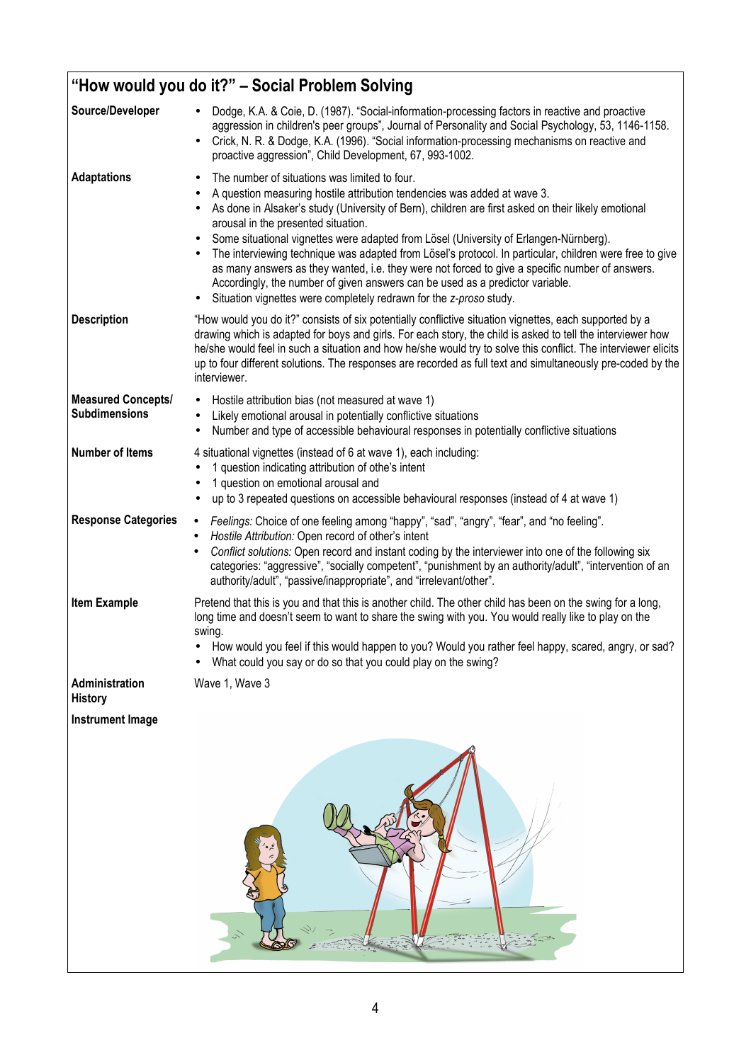## "How would you do it?" – Social Problem Solving

| | |
|---|---|
| **Source/Developer** | • Dodge, K.A. & Coie, D. (1987). "Social-information-processing factors in reactive and proactive aggression in children's peer groups", Journal of Personality and Social Psychology, 53, 1146-1158.<br>• Crick, N. R. & Dodge, K.A. (1996). "Social information-processing mechanisms on reactive and proactive aggression", Child Development, 67, 993-1002. |
| **Adaptations** | • The number of situations was limited to four.<br>• A question measuring hostile attribution tendencies was added at wave 3.<br>• As done in Alsaker's study (University of Bern), children are first asked on their likely emotional arousal in the presented situation.<br>• Some situational vignettes were adapted from Lösel (University of Erlangen-Nürnberg).<br>• The interviewing technique was adapted from Lösel's protocol. In particular, children were free to give as many answers as they wanted, i.e. they were not forced to give a specific number of answers. Accordingly, the number of given answers can be used as a predictor variable.<br>• Situation vignettes were completely redrawn for the *z-proso* study. |
| **Description** | "How would you do it?" consists of six potentially conflictive situation vignettes, each supported by a drawing which is adapted for boys and girls. For each story, the child is asked to tell the interviewer how he/she would feel in such a situation and how he/she would try to solve this conflict. The interviewer elicits up to four different solutions. The responses are recorded as full text and simultaneously pre-coded by the interviewer. |
| **Measured Concepts/ Subdimensions** | • Hostile attribution bias (not measured at wave 1)<br>• Likely emotional arousal in potentially conflictive situations<br>• Number and type of accessible behavioural responses in potentially conflictive situations |
| **Number of Items** | 4 situational vignettes (instead of 6 at wave 1), each including:<br>• 1 question indicating attribution of othe's intent<br>• 1 question on emotional arousal and<br>• up to 3 repeated questions on accessible behavioural responses (instead of 4 at wave 1) |
| **Response Categories** | • *Feelings:* Choice of one feeling among "happy", "sad", "angry", "fear", and "no feeling".<br>• *Hostile Attribution:* Open record of other's intent<br>• *Conflict solutions:* Open record and instant coding by the interviewer into one of the following six categories: "aggressive", "socially competent", "punishment by an authority/adult", "intervention of an authority/adult", "passive/inappropriate", and "irrelevant/other". |
| **Item Example** | Pretend that this is you and that this is another child. The other child has been on the swing for a long, long time and doesn't seem to want to share the swing with you. You would really like to play on the swing.<br>• How would you feel if this would happen to you? Would you rather feel happy, scared, angry, or sad?<br>• What could you say or do so that you could play on the swing? |
| **Administration History** | Wave 1, Wave 3 |
| **Instrument Image** | |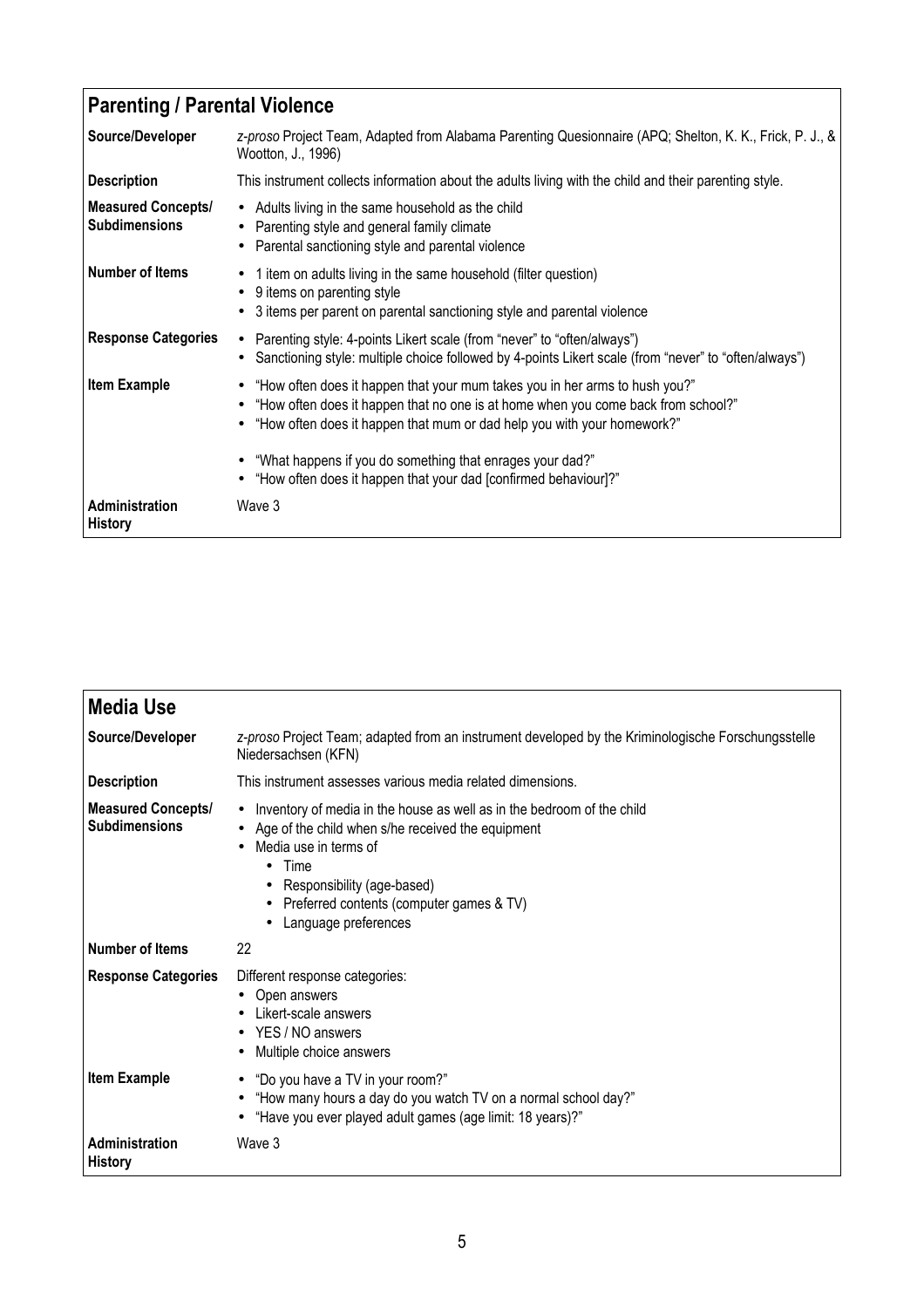## Parenting / Parental Violence

| | |
|---|---|
| **Source/Developer** | *z-proso* Project Team, Adapted from Alabama Parenting Quesionnaire (APQ; Shelton, K. K., Frick, P. J., & Wootton, J., 1996) |
| **Description** | This instrument collects information about the adults living with the child and their parenting style. |
| **Measured Concepts/ Subdimensions** | • Adults living in the same household as the child<br>• Parenting style and general family climate<br>• Parental sanctioning style and parental violence |
| **Number of Items** | • 1 item on adults living in the same household (filter question)<br>• 9 items on parenting style<br>• 3 items per parent on parental sanctioning style and parental violence |
| **Response Categories** | • Parenting style: 4-points Likert scale (from "never" to "often/always")<br>• Sanctioning style: multiple choice followed by 4-points Likert scale (from "never" to "often/always") |
| **Item Example** | • "How often does it happen that your mum takes you in her arms to hush you?"<br>• "How often does it happen that no one is at home when you come back from school?"<br>• "How often does it happen that mum or dad help you with your homework?"<br><br>• "What happens if you do something that enrages your dad?"<br>• "How often does it happen that your dad [confirmed behaviour]?" |
| **Administration History** | Wave 3 |

## Media Use

| | |
|---|---|
| **Source/Developer** | *z-proso* Project Team; adapted from an instrument developed by the Kriminologische Forschungsstelle Niedersachsen (KFN) |
| **Description** | This instrument assesses various media related dimensions. |
| **Measured Concepts/ Subdimensions** | • Inventory of media in the house as well as in the bedroom of the child<br>• Age of the child when s/he received the equipment<br>• Media use in terms of<br>&nbsp;&nbsp;• Time<br>&nbsp;&nbsp;• Responsibility (age-based)<br>&nbsp;&nbsp;• Preferred contents (computer games & TV)<br>&nbsp;&nbsp;• Language preferences |
| **Number of Items** | 22 |
| **Response Categories** | Different response categories:<br>• Open answers<br>• Likert-scale answers<br>• YES / NO answers<br>• Multiple choice answers |
| **Item Example** | • "Do you have a TV in your room?"<br>• "How many hours a day do you watch TV on a normal school day?"<br>• "Have you ever played adult games (age limit: 18 years)?" |
| **Administration History** | Wave 3 |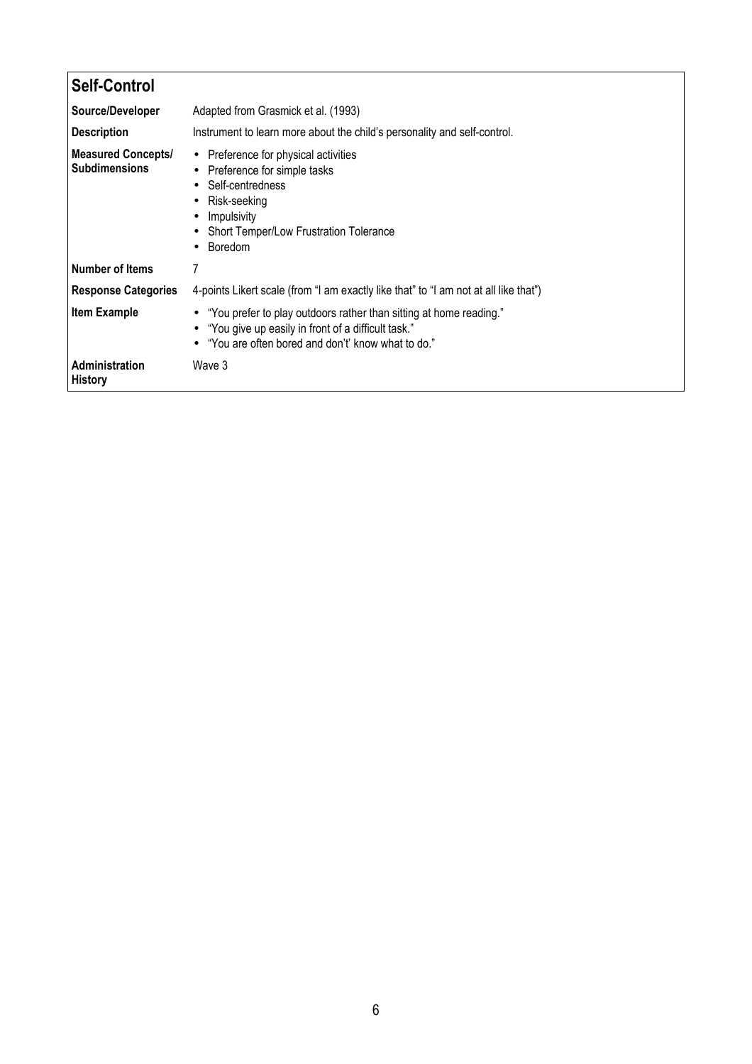## Self-Control

| | |
|---|---|
| **Source/Developer** | Adapted from Grasmick et al. (1993) |
| **Description** | Instrument to learn more about the child's personality and self-control. |
| **Measured Concepts/ Subdimensions** | • Preference for physical activities<br>• Preference for simple tasks<br>• Self-centredness<br>• Risk-seeking<br>• Impulsivity<br>• Short Temper/Low Frustration Tolerance<br>• Boredom |
| **Number of Items** | 7 |
| **Response Categories** | 4-points Likert scale (from "I am exactly like that" to "I am not at all like that") |
| **Item Example** | • "You prefer to play outdoors rather than sitting at home reading."<br>• "You give up easily in front of a difficult task."<br>• "You are often bored and don't' know what to do." |
| **Administration History** | Wave 3 |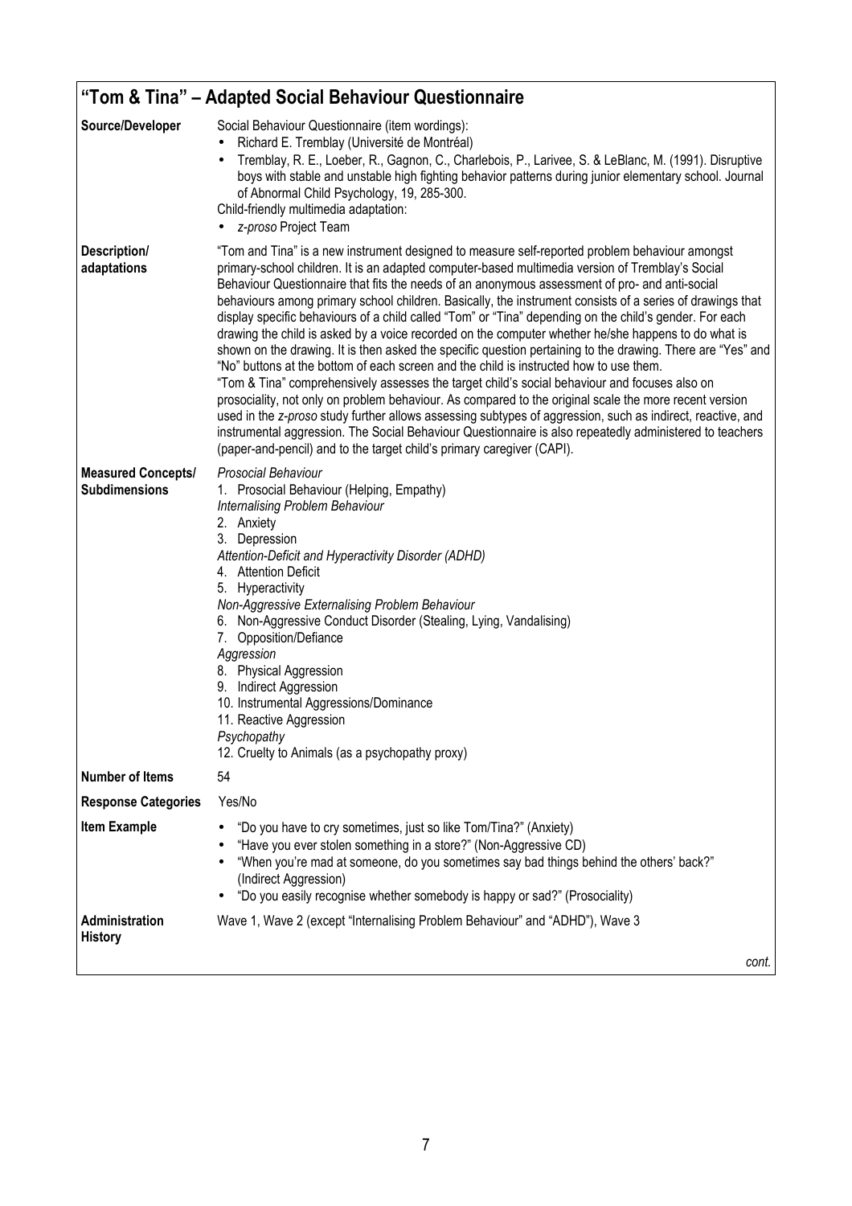## "Tom & Tina" – Adapted Social Behaviour Questionnaire

| | |
|---|---|
| **Source/Developer** | Social Behaviour Questionnaire (item wordings):<br>• Richard E. Tremblay (Université de Montréal)<br>• Tremblay, R. E., Loeber, R., Gagnon, C., Charlebois, P., Larivee, S. & LeBlanc, M. (1991). Disruptive boys with stable and unstable high fighting behavior patterns during junior elementary school. Journal of Abnormal Child Psychology, 19, 285-300.<br>Child-friendly multimedia adaptation:<br>• *z-proso* Project Team |
| **Description/ adaptations** | "Tom and Tina" is a new instrument designed to measure self-reported problem behaviour amongst primary-school children. It is an adapted computer-based multimedia version of Tremblay's Social Behaviour Questionnaire that fits the needs of an anonymous assessment of pro- and anti-social behaviours among primary school children. Basically, the instrument consists of a series of drawings that display specific behaviours of a child called "Tom" or "Tina" depending on the child's gender. For each drawing the child is asked by a voice recorded on the computer whether he/she happens to do what is shown on the drawing. It is then asked the specific question pertaining to the drawing. There are "Yes" and "No" buttons at the bottom of each screen and the child is instructed how to use them.<br>"Tom & Tina" comprehensively assesses the target child's social behaviour and focuses also on prosociality, not only on problem behaviour. As compared to the original scale the more recent version used in the *z-proso* study further allows assessing subtypes of aggression, such as indirect, reactive, and instrumental aggression. The Social Behaviour Questionnaire is also repeatedly administered to teachers (paper-and-pencil) and to the target child's primary caregiver (CAPI). |
| **Measured Concepts/ Subdimensions** | *Prosocial Behaviour*<br>1. Prosocial Behaviour (Helping, Empathy)<br>*Internalising Problem Behaviour*<br>2. Anxiety<br>3. Depression<br>*Attention-Deficit and Hyperactivity Disorder (ADHD)*<br>4. Attention Deficit<br>5. Hyperactivity<br>*Non-Aggressive Externalising Problem Behaviour*<br>6. Non-Aggressive Conduct Disorder (Stealing, Lying, Vandalising)<br>7. Opposition/Defiance<br>*Aggression*<br>8. Physical Aggression<br>9. Indirect Aggression<br>10. Instrumental Aggressions/Dominance<br>11. Reactive Aggression<br>*Psychopathy*<br>12. Cruelty to Animals (as a psychopathy proxy) |
| **Number of Items** | 54 |
| **Response Categories** | Yes/No |
| **Item Example** | • "Do you have to cry sometimes, just so like Tom/Tina?" (Anxiety)<br>• "Have you ever stolen something in a store?" (Non-Aggressive CD)<br>• "When you're mad at someone, do you sometimes say bad things behind the others' back?" (Indirect Aggression)<br>• "Do you easily recognise whether somebody is happy or sad?" (Prosociality) |
| **Administration History** | Wave 1, Wave 2 (except "Internalising Problem Behaviour" and "ADHD"), Wave 3 |

*cont.*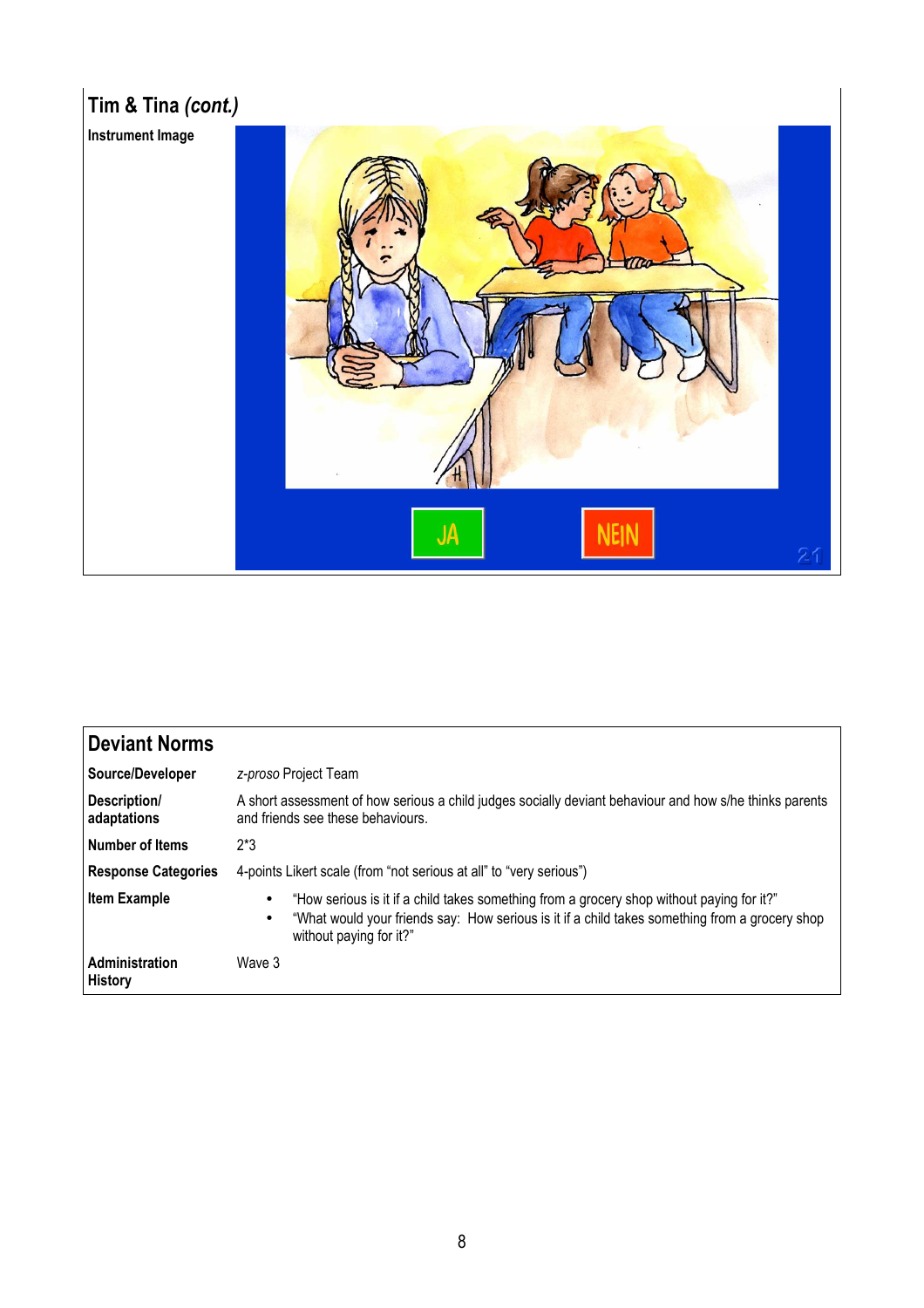## Tim & Tina *(cont.)*

| | |
|---|---|
| **Instrument Image** | |

## Deviant Norms

| | |
|---|---|
| **Source/Developer** | *z-proso* Project Team |
| **Description/ adaptations** | A short assessment of how serious a child judges socially deviant behaviour and how s/he thinks parents and friends see these behaviours. |
| **Number of Items** | 2*3 |
| **Response Categories** | 4-points Likert scale (from "not serious at all" to "very serious") |
| **Item Example** | • "How serious is it if a child takes something from a grocery shop without paying for it?" <br> • "What would your friends say: How serious is it if a child takes something from a grocery shop without paying for it?" |
| **Administration History** | Wave 3 |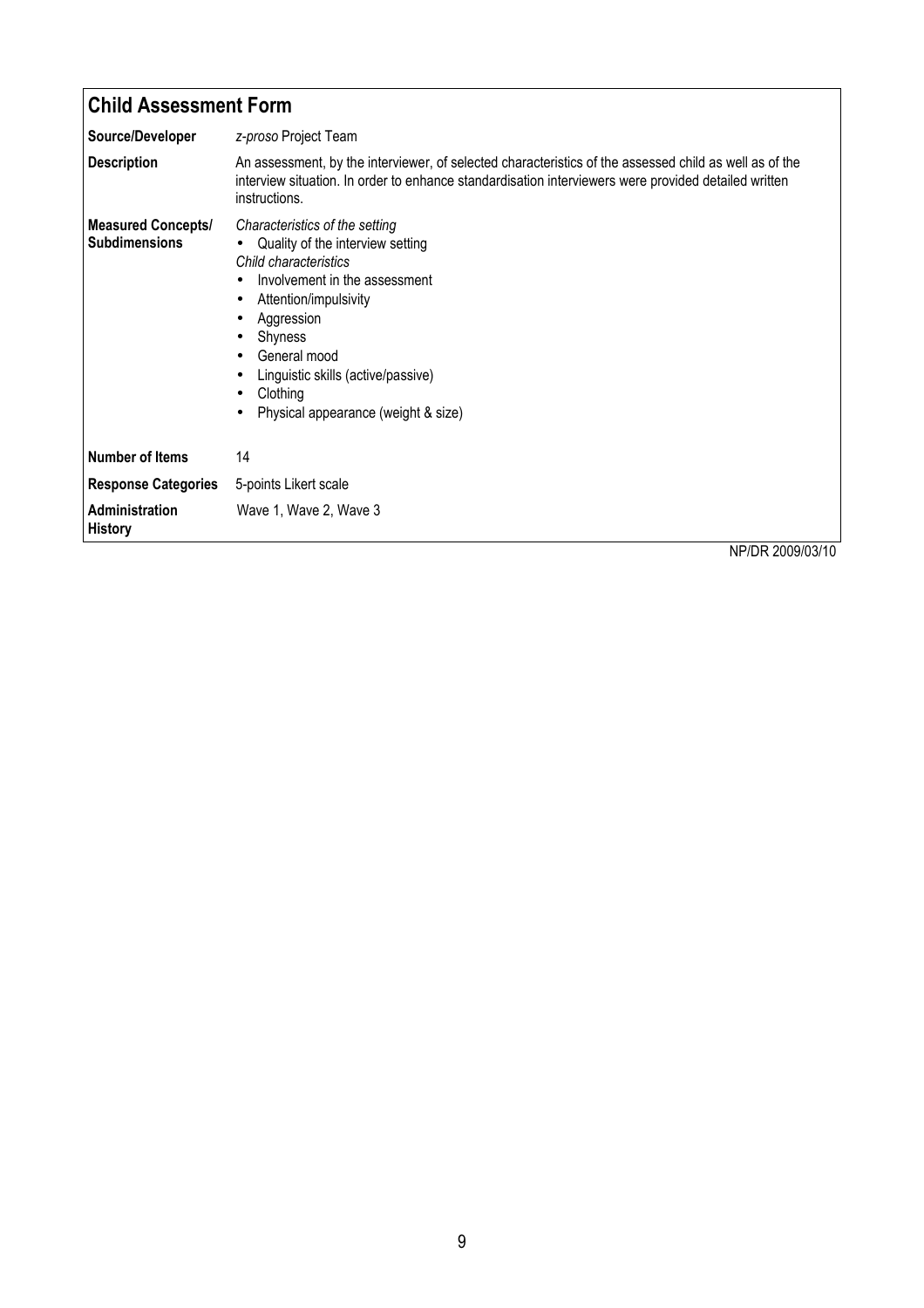## Child Assessment Form

| | |
|---|---|
| **Source/Developer** | *z-proso* Project Team |
| **Description** | An assessment, by the interviewer, of selected characteristics of the assessed child as well as of the interview situation. In order to enhance standardisation interviewers were provided detailed written instructions. |
| **Measured Concepts/ Subdimensions** | *Characteristics of the setting*<br>• Quality of the interview setting<br>*Child characteristics*<br>• Involvement in the assessment<br>• Attention/impulsivity<br>• Aggression<br>• Shyness<br>• General mood<br>• Linguistic skills (active/passive)<br>• Clothing<br>• Physical appearance (weight & size) |
| **Number of Items** | 14 |
| **Response Categories** | 5-points Likert scale |
| **Administration History** | Wave 1, Wave 2, Wave 3 |

NP/DR 2009/03/10